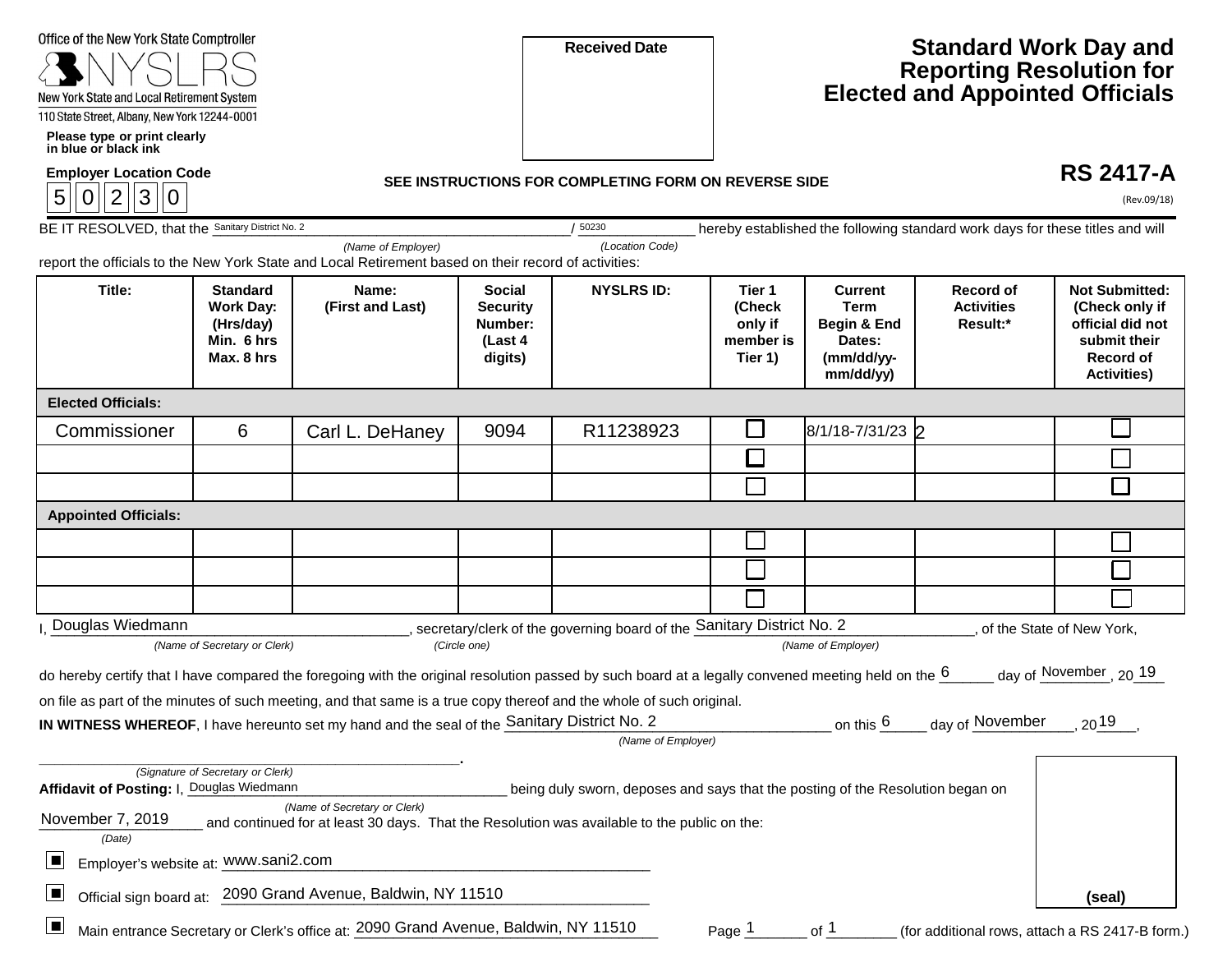Office of the New York State Comptroller

NYSLRS

New York State and Local Retirement System

110 State Street, Albany, New York 12244-0001

**Please type or print clearly in blue or black ink**

**Received Date**

# Standard Work Day and Reporting Resolution for Elected and Appointed Officials

**RS 2417-A**

(Rev.09/18)

**Employer Location Code**

5 0 2 3 0

**SEE INSTRUCTIONS FOR COMPLETING FORM ON REVERSE SIDE**

BE IT RESOLVED, that the Sanitary District No. 2 *(Name of Employer)* / 50230 *(Location Code)* hereby established the following standard work days for these titles and will report the officials to the New York State and Local Retirement based on their record of activities:

| Title: | Standard Work Day: (Hrs/day) Min. 6 hrs Max. 8 hrs | Name: (First and Last) | Social Security Number: (Last 4 digits) | NYSLRS ID: | Tier 1 (Check only if member is Tier 1) | Current Term Begin & End Dates: (mm/dd/yy-mm/dd/yy) | Record of Activities Result:* | Not Submitted: (Check only if official did not submit their Record of Activities) |
|---|---|---|---|---|---|---|---|---|
| **Elected Officials:** | | | | | | | | |
| Commissioner | 6 | Carl L. DeHaney | 9094 | R11238923 | ☐ | 8/1/18-7/31/23 | 2 | ☐ |
| | | | | | ☐ | | | ☐ |
| | | | | | ☐ | | | ☐ |
| **Appointed Officials:** | | | | | | | | |
| | | | | | ☐ | | | ☐ |
| | | | | | ☐ | | | ☐ |
| | | | | | ☐ | | | ☐ |

I, Douglas Wiedmann *(Name of Secretary or Clerk)*, secretary/clerk *(Circle one)* of the governing board of the Sanitary District No. 2 *(Name of Employer)*, of the State of New York,

do hereby certify that I have compared the foregoing with the original resolution passed by such board at a legally convened meeting held on the 6 day of November, 2019 on file as part of the minutes of such meeting, and that same is a true copy thereof and the whole of such original.

**IN WITNESS WHEREOF**, I have hereunto set my hand and the seal of the Sanitary District No. 2 *(Name of Employer)* on this 6 day of November, 2019,

\_\_\_\_\_\_\_\_\_\_\_\_\_\_\_\_\_\_\_\_\_\_\_\_\_\_\_\_\_\_.
*(Signature of Secretary or Clerk)*

**Affidavit of Posting:** I, Douglas Wiedmann *(Name of Secretary or Clerk)* being duly sworn, deposes and says that the posting of the Resolution began on November 7, 2019 *(Date)* and continued for at least 30 days. That the Resolution was available to the public on the:

- ■ Employer's website at: www.sani2.com
- ■ Official sign board at: 2090 Grand Avenue, Baldwin, NY 11510
- ■ Main entrance Secretary or Clerk's office at: 2090 Grand Avenue, Baldwin, NY 11510

**(seal)**

Page 1 of 1 (for additional rows, attach a RS 2417-B form.)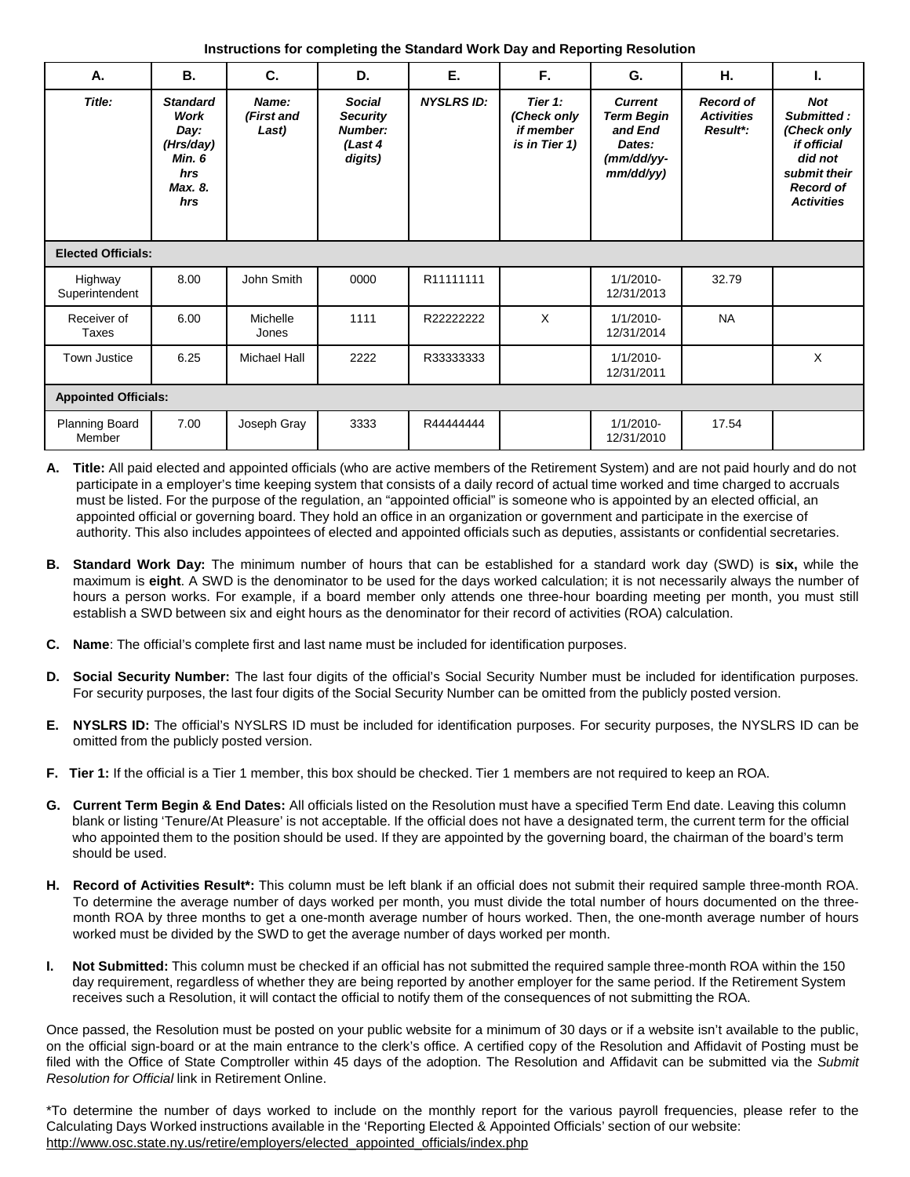**Instructions for completing the Standard Work Day and Reporting Resolution**

| A. | B. | C. | D. | E. | F. | G. | H. | I. |
|---|---|---|---|---|---|---|---|---|
| ***Title:*** | ***Standard Work Day: (Hrs/day) Min. 6 hrs Max. 8. hrs*** | ***Name: (First and Last)*** | ***Social Security Number: (Last 4 digits)*** | ***NYSLRS ID:*** | ***Tier 1: (Check only if member is in Tier 1)*** | ***Current Term Begin and End Dates: (mm/dd/yy-mm/dd/yy)*** | ***Record of Activities Result*:*** | ***Not Submitted : (Check only if official did not submit their Record of Activities*** |
| **Elected Officials:** | | | | | | | | |
| Highway Superintendent | 8.00 | John Smith | 0000 | R11111111 | | 1/1/2010-12/31/2013 | 32.79 | |
| Receiver of Taxes | 6.00 | Michelle Jones | 1111 | R22222222 | X | 1/1/2010-12/31/2014 | NA | |
| Town Justice | 6.25 | Michael Hall | 2222 | R33333333 | | 1/1/2010-12/31/2011 | | X |
| **Appointed Officials:** | | | | | | | | |
| Planning Board Member | 7.00 | Joseph Gray | 3333 | R44444444 | | 1/1/2010-12/31/2010 | 17.54 | |

**A. Title:** All paid elected and appointed officials (who are active members of the Retirement System) and are not paid hourly and do not participate in a employer's time keeping system that consists of a daily record of actual time worked and time charged to accruals must be listed. For the purpose of the regulation, an "appointed official" is someone who is appointed by an elected official, an appointed official or governing board. They hold an office in an organization or government and participate in the exercise of authority. This also includes appointees of elected and appointed officials such as deputies, assistants or confidential secretaries.

**B. Standard Work Day:** The minimum number of hours that can be established for a standard work day (SWD) is **six,** while the maximum is **eight**. A SWD is the denominator to be used for the days worked calculation; it is not necessarily always the number of hours a person works. For example, if a board member only attends one three-hour boarding meeting per month, you must still establish a SWD between six and eight hours as the denominator for their record of activities (ROA) calculation.

**C. Name**: The official's complete first and last name must be included for identification purposes.

**D. Social Security Number:** The last four digits of the official's Social Security Number must be included for identification purposes. For security purposes, the last four digits of the Social Security Number can be omitted from the publicly posted version.

**E. NYSLRS ID:** The official's NYSLRS ID must be included for identification purposes. For security purposes, the NYSLRS ID can be omitted from the publicly posted version.

**F. Tier 1:** If the official is a Tier 1 member, this box should be checked. Tier 1 members are not required to keep an ROA.

**G. Current Term Begin & End Dates:** All officials listed on the Resolution must have a specified Term End date. Leaving this column blank or listing 'Tenure/At Pleasure' is not acceptable. If the official does not have a designated term, the current term for the official who appointed them to the position should be used. If they are appointed by the governing board, the chairman of the board's term should be used.

**H. Record of Activities Result*:** This column must be left blank if an official does not submit their required sample three-month ROA. To determine the average number of days worked per month, you must divide the total number of hours documented on the three-month ROA by three months to get a one-month average number of hours worked. Then, the one-month average number of hours worked must be divided by the SWD to get the average number of days worked per month.

**I. Not Submitted:** This column must be checked if an official has not submitted the required sample three-month ROA within the 150 day requirement, regardless of whether they are being reported by another employer for the same period. If the Retirement System receives such a Resolution, it will contact the official to notify them of the consequences of not submitting the ROA.

Once passed, the Resolution must be posted on your public website for a minimum of 30 days or if a website isn't available to the public, on the official sign-board or at the main entrance to the clerk's office. A certified copy of the Resolution and Affidavit of Posting must be filed with the Office of State Comptroller within 45 days of the adoption. The Resolution and Affidavit can be submitted via the *Submit Resolution for Official* link in Retirement Online.

*To determine the number of days worked to include on the monthly report for the various payroll frequencies, please refer to the Calculating Days Worked instructions available in the 'Reporting Elected & Appointed Officials' section of our website: http://www.osc.state.ny.us/retire/employers/elected_appointed_officials/index.php